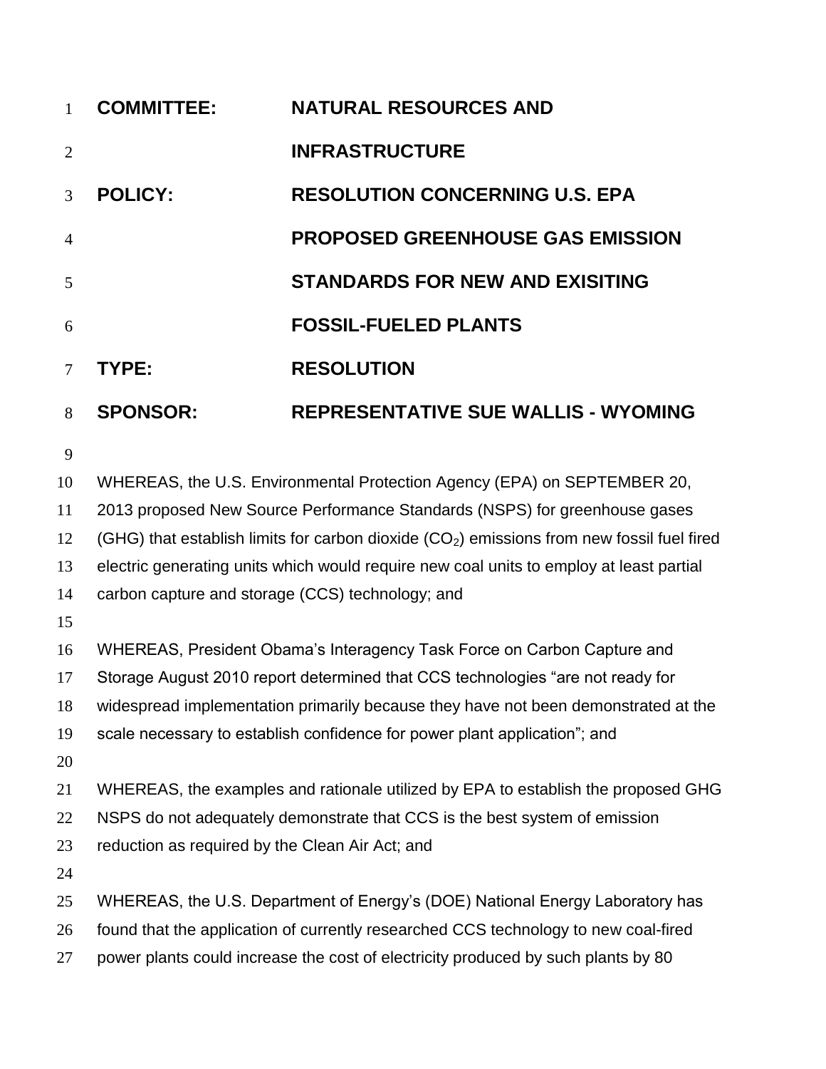**COMMITTEE:** **NATURAL RESOURCES AND INFRASTRUCTURE**

**POLICY:** **RESOLUTION CONCERNING U.S. EPA PROPOSED GREENHOUSE GAS EMISSION STANDARDS FOR NEW AND EXISITING FOSSIL-FUELED PLANTS**

**TYPE:** **RESOLUTION**

**SPONSOR:** **REPRESENTATIVE SUE WALLIS - WYOMING**

WHEREAS, the U.S. Environmental Protection Agency (EPA) on SEPTEMBER 20, 2013 proposed New Source Performance Standards (NSPS) for greenhouse gases (GHG) that establish limits for carbon dioxide ($CO_2$) emissions from new fossil fuel fired electric generating units which would require new coal units to employ at least partial carbon capture and storage (CCS) technology; and

WHEREAS, President Obama's Interagency Task Force on Carbon Capture and Storage August 2010 report determined that CCS technologies "are not ready for widespread implementation primarily because they have not been demonstrated at the scale necessary to establish confidence for power plant application"; and

WHEREAS, the examples and rationale utilized by EPA to establish the proposed GHG NSPS do not adequately demonstrate that CCS is the best system of emission reduction as required by the Clean Air Act; and

WHEREAS, the U.S. Department of Energy's (DOE) National Energy Laboratory has found that the application of currently researched CCS technology to new coal-fired power plants could increase the cost of electricity produced by such plants by 80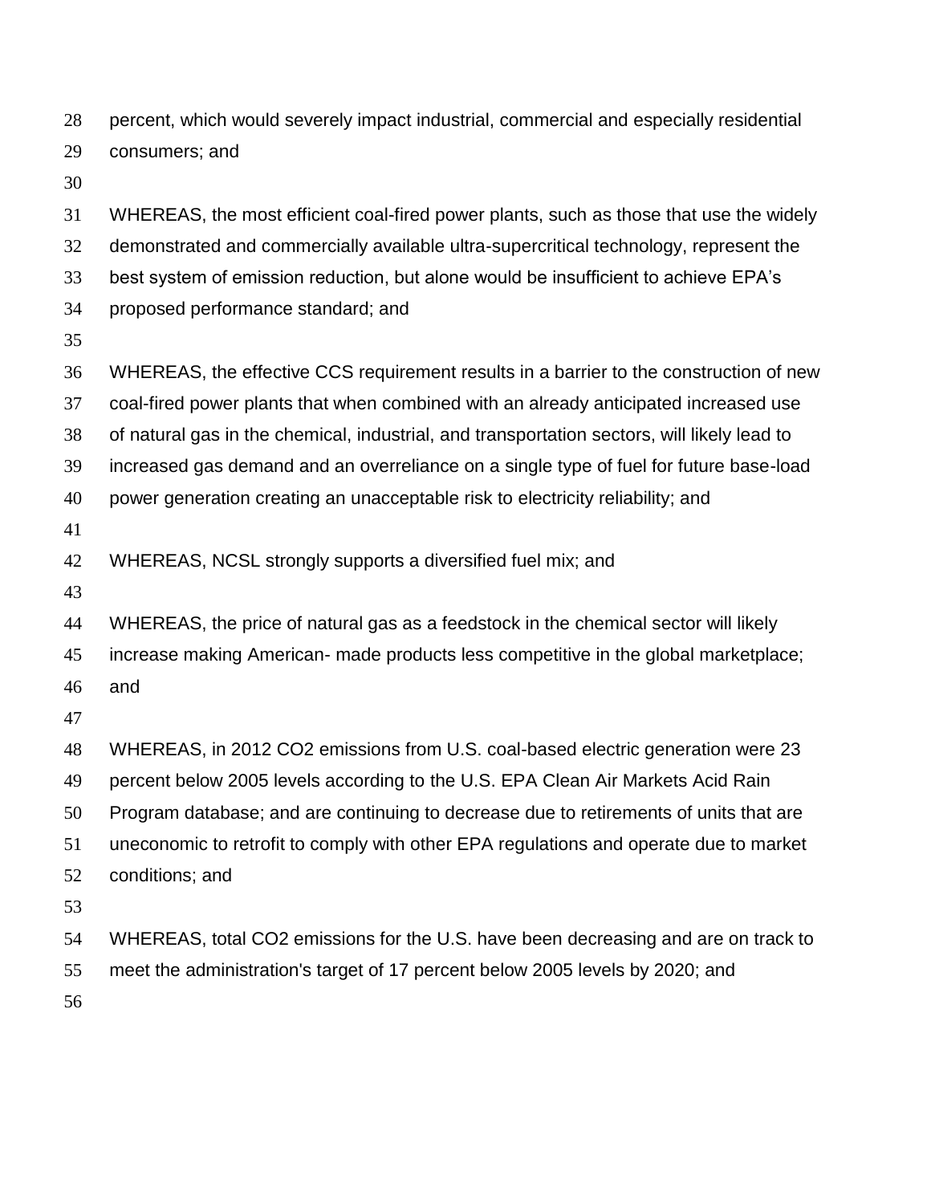percent, which would severely impact industrial, commercial and especially residential consumers; and

WHEREAS, the most efficient coal-fired power plants, such as those that use the widely demonstrated and commercially available ultra-supercritical technology, represent the best system of emission reduction, but alone would be insufficient to achieve EPA's proposed performance standard; and

WHEREAS, the effective CCS requirement results in a barrier to the construction of new coal-fired power plants that when combined with an already anticipated increased use of natural gas in the chemical, industrial, and transportation sectors, will likely lead to increased gas demand and an overreliance on a single type of fuel for future base-load power generation creating an unacceptable risk to electricity reliability; and

WHEREAS, NCSL strongly supports a diversified fuel mix; and

WHEREAS, the price of natural gas as a feedstock in the chemical sector will likely increase making American- made products less competitive in the global marketplace; and

WHEREAS, in 2012 $CO_2$ emissions from U.S. coal-based electric generation were 23 percent below 2005 levels according to the U.S. EPA Clean Air Markets Acid Rain Program database; and are continuing to decrease due to retirements of units that are uneconomic to retrofit to comply with other EPA regulations and operate due to market conditions; and

WHEREAS, total $CO_2$ emissions for the U.S. have been decreasing and are on track to meet the administration's target of 17 percent below 2005 levels by 2020; and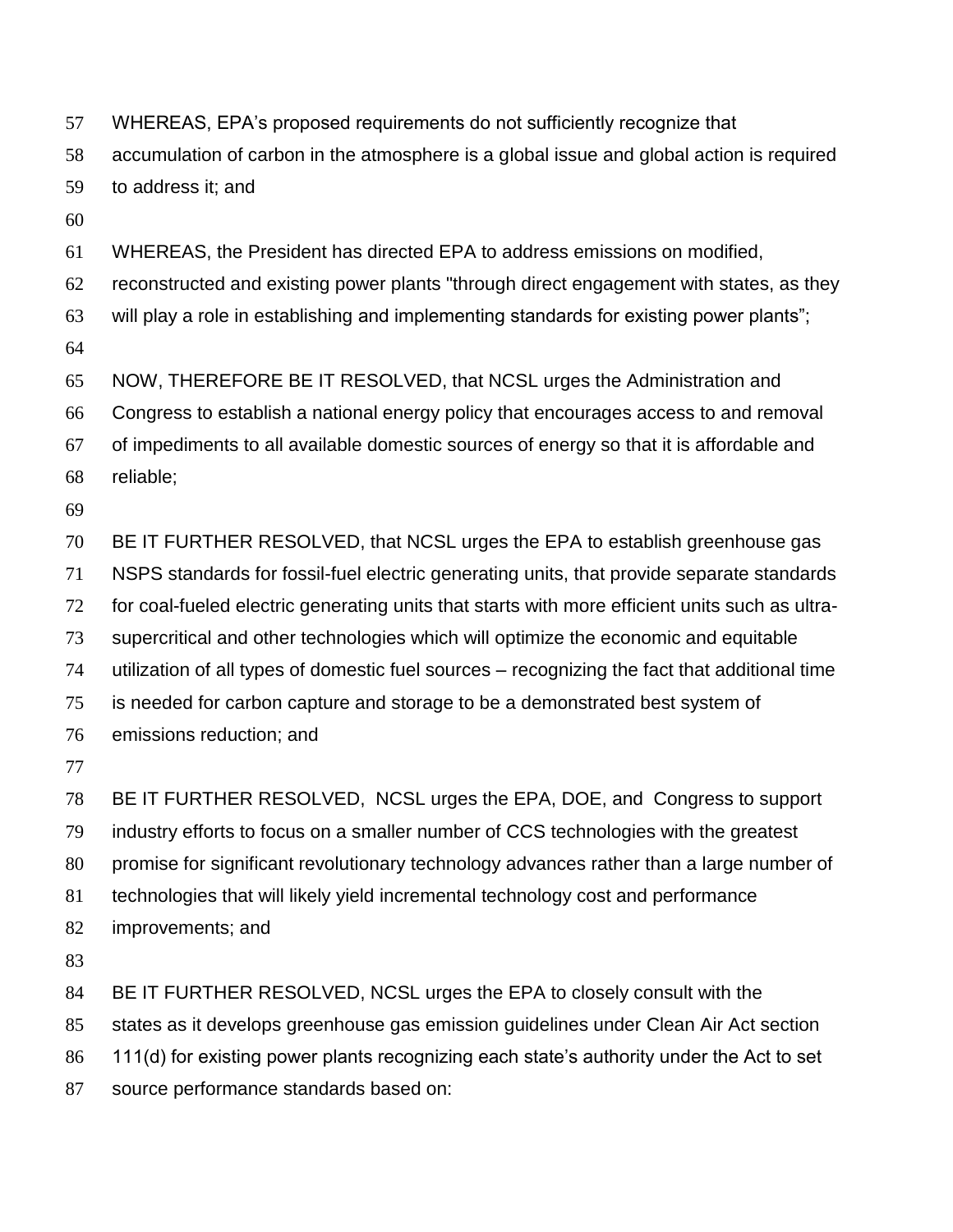WHEREAS, EPA's proposed requirements do not sufficiently recognize that accumulation of carbon in the atmosphere is a global issue and global action is required to address it; and

WHEREAS, the President has directed EPA to address emissions on modified, reconstructed and existing power plants "through direct engagement with states, as they will play a role in establishing and implementing standards for existing power plants";

NOW, THEREFORE BE IT RESOLVED, that NCSL urges the Administration and Congress to establish a national energy policy that encourages access to and removal of impediments to all available domestic sources of energy so that it is affordable and reliable;

BE IT FURTHER RESOLVED, that NCSL urges the EPA to establish greenhouse gas NSPS standards for fossil-fuel electric generating units, that provide separate standards for coal-fueled electric generating units that starts with more efficient units such as ultra-supercritical and other technologies which will optimize the economic and equitable utilization of all types of domestic fuel sources – recognizing the fact that additional time is needed for carbon capture and storage to be a demonstrated best system of emissions reduction; and

BE IT FURTHER RESOLVED, NCSL urges the EPA, DOE, and Congress to support industry efforts to focus on a smaller number of CCS technologies with the greatest promise for significant revolutionary technology advances rather than a large number of technologies that will likely yield incremental technology cost and performance improvements; and

BE IT FURTHER RESOLVED, NCSL urges the EPA to closely consult with the states as it develops greenhouse gas emission guidelines under Clean Air Act section 111(d) for existing power plants recognizing each state's authority under the Act to set source performance standards based on: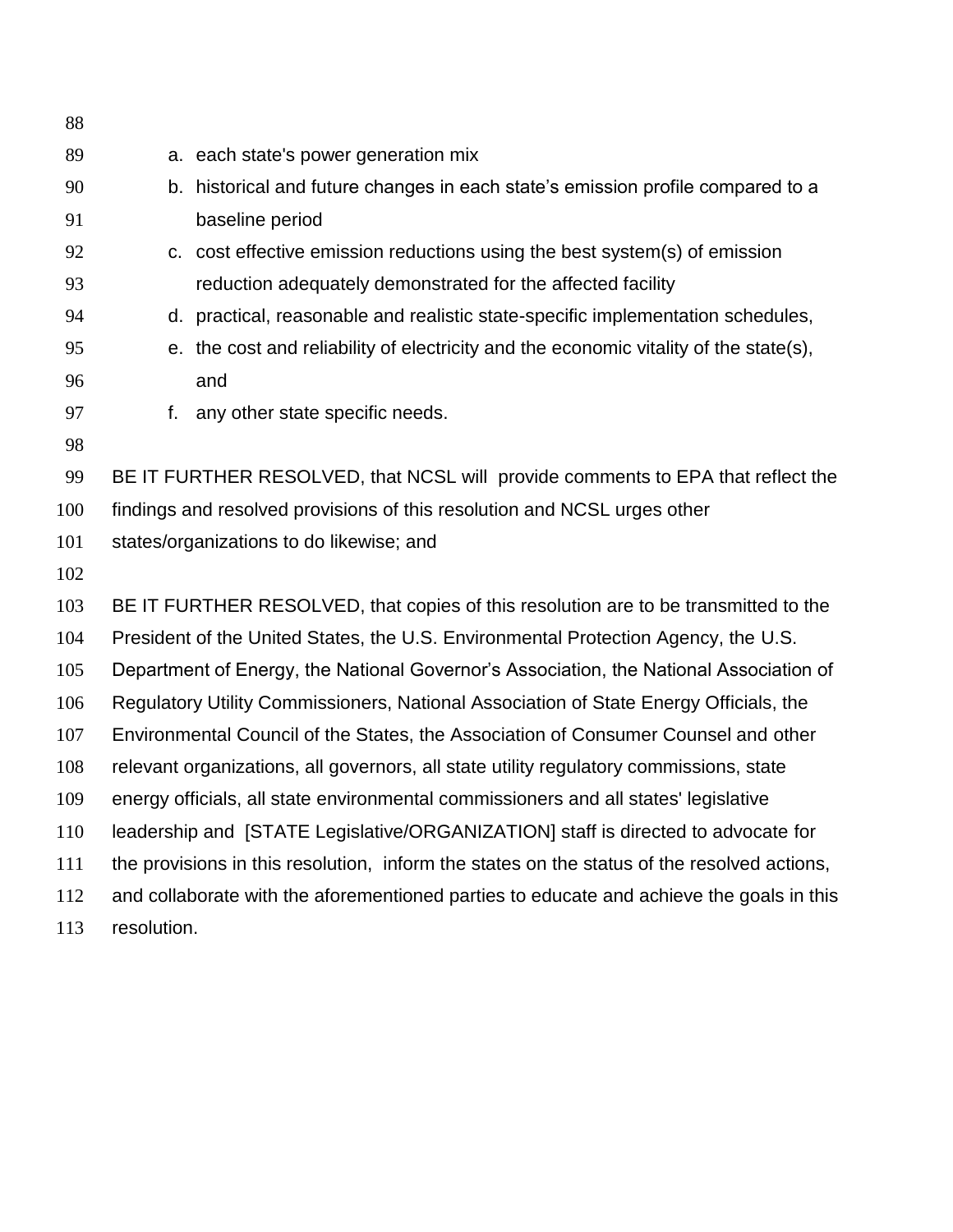a. each state's power generation mix
b. historical and future changes in each state's emission profile compared to a baseline period
c. cost effective emission reductions using the best system(s) of emission reduction adequately demonstrated for the affected facility
d. practical, reasonable and realistic state-specific implementation schedules,
e. the cost and reliability of electricity and the economic vitality of the state(s), and
f. any other state specific needs.

BE IT FURTHER RESOLVED, that NCSL will provide comments to EPA that reflect the findings and resolved provisions of this resolution and NCSL urges other states/organizations to do likewise; and

BE IT FURTHER RESOLVED, that copies of this resolution are to be transmitted to the President of the United States, the U.S. Environmental Protection Agency, the U.S. Department of Energy, the National Governor's Association, the National Association of Regulatory Utility Commissioners, National Association of State Energy Officials, the Environmental Council of the States, the Association of Consumer Counsel and other relevant organizations, all governors, all state utility regulatory commissions, state energy officials, all state environmental commissioners and all states' legislative leadership and [STATE Legislative/ORGANIZATION] staff is directed to advocate for the provisions in this resolution, inform the states on the status of the resolved actions, and collaborate with the aforementioned parties to educate and achieve the goals in this resolution.